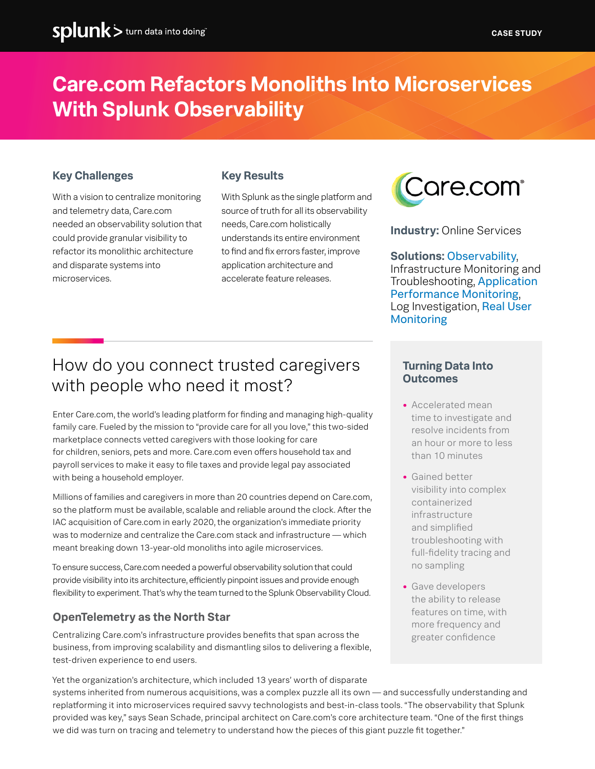CASE STUDY

# Care.com Refactors Monoliths Into Microservices With Splunk Observability

### Key Challenges

With a vision to centralize monitoring and telemetry data, Care.com needed an observability solution that could provide granular visibility to refactor its monolithic architecture and disparate systems into microservices.

### Key Results

With Splunk as the single platform and source of truth for all its observability needs, Care.com holistically understands its entire environment to find and fix errors faster, improve application architecture and accelerate feature releases.

**Industry:** Online Services

**Solutions:** Observability, Infrastructure Monitoring and Troubleshooting, Application Performance Monitoring, Log Investigation, Real User Monitoring

## How do you connect trusted caregivers with people who need it most?

Enter Care.com, the world's leading platform for finding and managing high-quality family care. Fueled by the mission to "provide care for all you love," this two-sided marketplace connects vetted caregivers with those looking for care for children, seniors, pets and more. Care.com even offers household tax and payroll services to make it easy to file taxes and provide legal pay associated with being a household employer.

Millions of families and caregivers in more than 20 countries depend on Care.com, so the platform must be available, scalable and reliable around the clock. After the IAC acquisition of Care.com in early 2020, the organization's immediate priority was to modernize and centralize the Care.com stack and infrastructure — which meant breaking down 13-year-old monoliths into agile microservices.

To ensure success, Care.com needed a powerful observability solution that could provide visibility into its architecture, efficiently pinpoint issues and provide enough flexibility to experiment. That's why the team turned to the Splunk Observability Cloud.

### Turning Data Into Outcomes

- Accelerated mean time to investigate and resolve incidents from an hour or more to less than 10 minutes
- Gained better visibility into complex containerized infrastructure and simplified troubleshooting with full-fidelity tracing and no sampling
- Gave developers the ability to release features on time, with more frequency and greater confidence

### OpenTelemetry as the North Star

Centralizing Care.com's infrastructure provides benefits that span across the business, from improving scalability and dismantling silos to delivering a flexible, test-driven experience to end users.

Yet the organization's architecture, which included 13 years' worth of disparate systems inherited from numerous acquisitions, was a complex puzzle all its own — and successfully understanding and replatforming it into microservices required savvy technologists and best-in-class tools. "The observability that Splunk provided was key," says Sean Schade, principal architect on Care.com's core architecture team. "One of the first things we did was turn on tracing and telemetry to understand how the pieces of this giant puzzle fit together."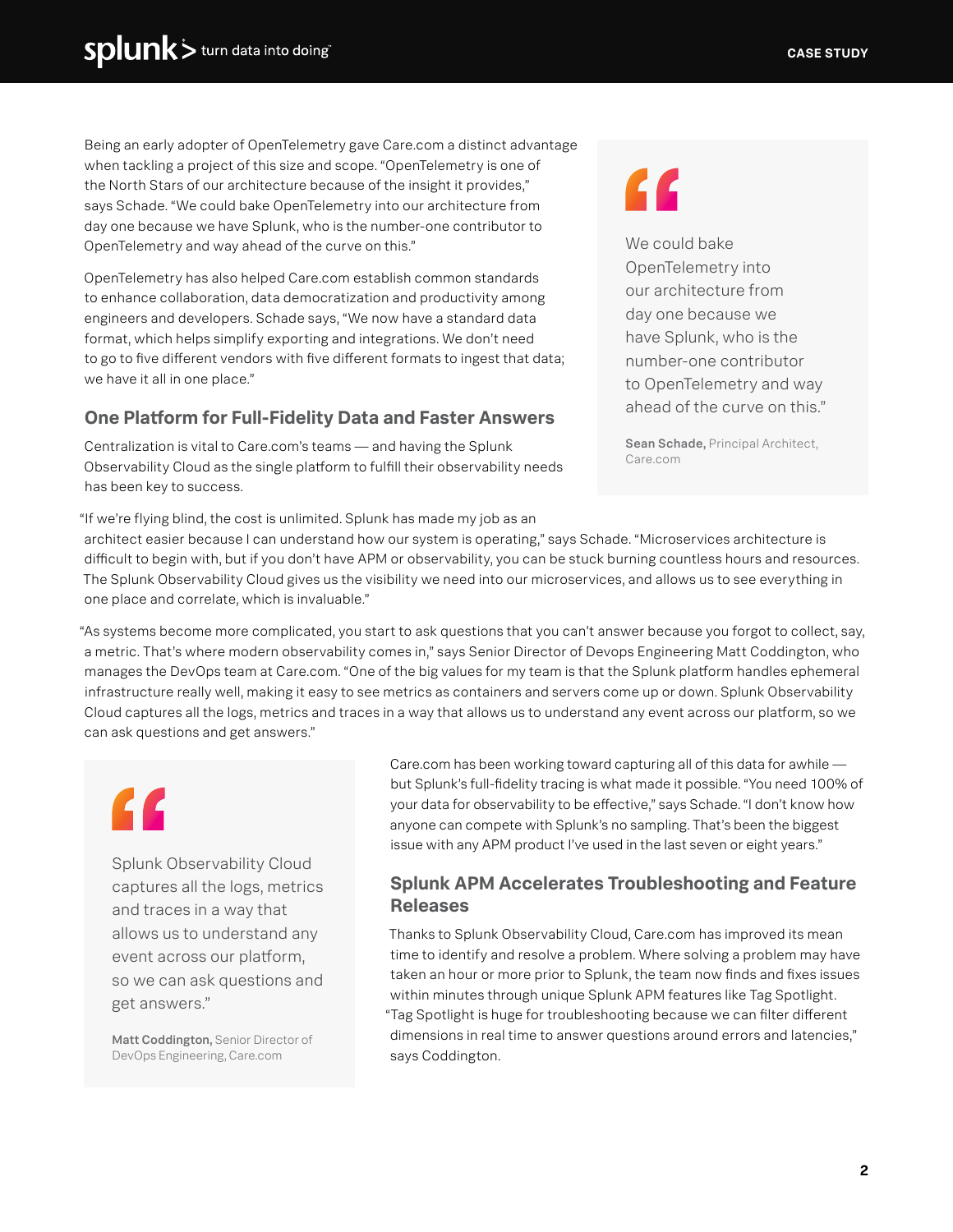Being an early adopter of OpenTelemetry gave Care.com a distinct advantage when tackling a project of this size and scope. "OpenTelemetry is one of the North Stars of our architecture because of the insight it provides," says Schade. "We could bake OpenTelemetry into our architecture from day one because we have Splunk, who is the number-one contributor to OpenTelemetry and way ahead of the curve on this."

> "We could bake OpenTelemetry into our architecture from day one because we have Splunk, who is the number-one contributor to OpenTelemetry and way ahead of the curve on this."
>
> **Sean Schade,** Principal Architect, Care.com

OpenTelemetry has also helped Care.com establish common standards to enhance collaboration, data democratization and productivity among engineers and developers. Schade says, "We now have a standard data format, which helps simplify exporting and integrations. We don't need to go to five different vendors with five different formats to ingest that data; we have it all in one place."

## One Platform for Full-Fidelity Data and Faster Answers

Centralization is vital to Care.com's teams — and having the Splunk Observability Cloud as the single platform to fulfill their observability needs has been key to success.

"If we're flying blind, the cost is unlimited. Splunk has made my job as an architect easier because I can understand how our system is operating," says Schade. "Microservices architecture is difficult to begin with, but if you don't have APM or observability, you can be stuck burning countless hours and resources. The Splunk Observability Cloud gives us the visibility we need into our microservices, and allows us to see everything in one place and correlate, which is invaluable."

"As systems become more complicated, you start to ask questions that you can't answer because you forgot to collect, say, a metric. That's where modern observability comes in," says Senior Director of Devops Engineering Matt Coddington, who manages the DevOps team at Care.com. "One of the big values for my team is that the Splunk platform handles ephemeral infrastructure really well, making it easy to see metrics as containers and servers come up or down. Splunk Observability Cloud captures all the logs, metrics and traces in a way that allows us to understand any event across our platform, so we can ask questions and get answers."

> "Splunk Observability Cloud captures all the logs, metrics and traces in a way that allows us to understand any event across our platform, so we can ask questions and get answers."
>
> **Matt Coddington,** Senior Director of DevOps Engineering, Care.com

Care.com has been working toward capturing all of this data for awhile — but Splunk's full-fidelity tracing is what made it possible. "You need 100% of your data for observability to be effective," says Schade. "I don't know how anyone can compete with Splunk's no sampling. That's been the biggest issue with any APM product I've used in the last seven or eight years."

## Splunk APM Accelerates Troubleshooting and Feature Releases

Thanks to Splunk Observability Cloud, Care.com has improved its mean time to identify and resolve a problem. Where solving a problem may have taken an hour or more prior to Splunk, the team now finds and fixes issues within minutes through unique Splunk APM features like Tag Spotlight. "Tag Spotlight is huge for troubleshooting because we can filter different dimensions in real time to answer questions around errors and latencies," says Coddington.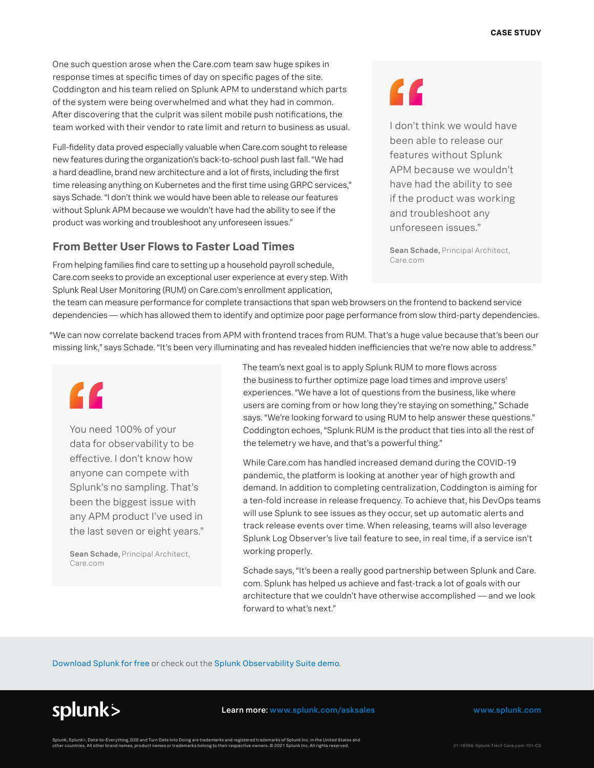One such question arose when the Care.com team saw huge spikes in response times at specific times of day on specific pages of the site. Coddington and his team relied on Splunk APM to understand which parts of the system were being overwhelmed and what they had in common. After discovering that the culprit was silent mobile push notifications, the team worked with their vendor to rate limit and return to business as usual.

Full-fidelity data proved especially valuable when Care.com sought to release new features during the organization's back-to-school push last fall. "We had a hard deadline, brand new architecture and a lot of firsts, including the first time releasing anything on Kubernetes and the first time using GRPC services," says Schade. "I don't think we would have been able to release our features without Splunk APM because we wouldn't have had the ability to see if the product was working and troubleshoot any unforeseen issues."

> I don't think we would have been able to release our features without Splunk APM because we wouldn't have had the ability to see if the product was working and troubleshoot any unforeseen issues."
>
> **Sean Schade,** Principal Architect, Care.com

## From Better User Flows to Faster Load Times

From helping families find care to setting up a household payroll schedule, Care.com seeks to provide an exceptional user experience at every step. With Splunk Real User Monitoring (RUM) on Care.com's enrollment application, the team can measure performance for complete transactions that span web browsers on the frontend to backend service dependencies — which has allowed them to identify and optimize poor page performance from slow third-party dependencies.

"We can now correlate backend traces from APM with frontend traces from RUM. That's a huge value because that's been our missing link," says Schade. "It's been very illuminating and has revealed hidden inefficiencies that we're now able to address."

> You need 100% of your data for observability to be effective. I don't know how anyone can compete with Splunk's no sampling. That's been the biggest issue with any APM product I've used in the last seven or eight years."
>
> **Sean Schade,** Principal Architect, Care.com

The team's next goal is to apply Splunk RUM to more flows across the business to further optimize page load times and improve users' experiences. "We have a lot of questions from the business, like where users are coming from or how long they're staying on something," Schade says. "We're looking forward to using RUM to help answer these questions." Coddington echoes, "Splunk RUM is the product that ties into all the rest of the telemetry we have, and that's a powerful thing."

While Care.com has handled increased demand during the COVID-19 pandemic, the platform is looking at another year of high growth and demand. In addition to completing centralization, Coddington is aiming for a ten-fold increase in release frequency. To achieve that, his DevOps teams will use Splunk to see issues as they occur, set up automatic alerts and track release events over time. When releasing, teams will also leverage Splunk Log Observer's live tail feature to see, in real time, if a service isn't working properly.

Schade says, "It's been a really good partnership between Splunk and Care.com. Splunk has helped us achieve and fast-track a lot of goals with our architecture that we couldn't have otherwise accomplished — and we look forward to what's next."

Download Splunk for free or check out the Splunk Observability Suite demo.

splunk>

**Learn more:** www.splunk.com/asksales

www.splunk.com

Splunk, Splunk>, Data-to-Everything, D2E and Turn Data Into Doing are trademarks and registered trademarks of Splunk Inc. in the United States and other countries. All other brand names, product names or trademarks belong to their respective owners. © 2021 Splunk Inc. All rights reserved.

21-16386-Splunk-Tier2-Care.com-101-CS